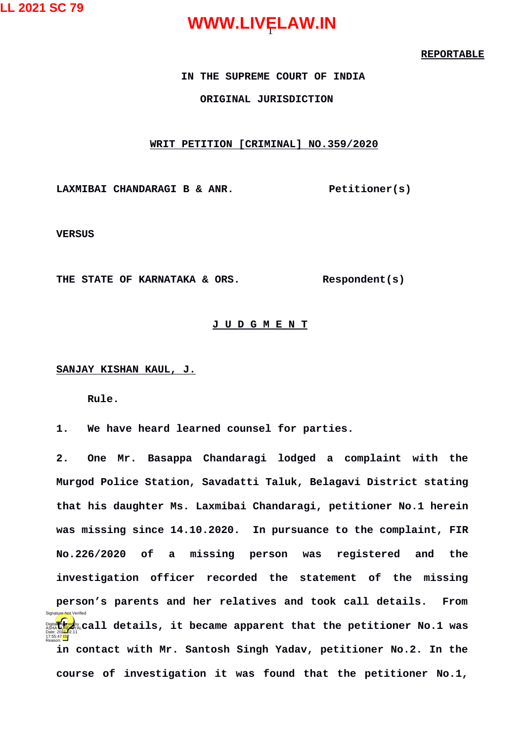**REPORTABLE**

**IN THE SUPREME COURT OF INDIA**

**ORIGINAL JURISDICTION**

**WRIT PETITION [CRIMINAL] NO.359/2020**

**LAXMIBAI CHANDARAGI B & ANR.** **Petitioner(s)**

**VERSUS**

**THE STATE OF KARNATAKA & ORS.** **Respondent(s)**

**J U D G M E N T**

**SANJAY KISHAN KAUL, J.**

**Rule.**

**1.** We have heard learned counsel for parties.

**2.** One Mr. Basappa Chandaragi lodged a complaint with the Murgod Police Station, Savadatti Taluk, Belagavi District stating that his daughter Ms. Laxmibai Chandaragi, petitioner No.1 herein was missing since 14.10.2020. In pursuance to the complaint, FIR No.226/2020 of a missing person was registered and the investigation officer recorded the statement of the missing person's parents and her relatives and took call details. From the call details, it became apparent that the petitioner No.1 was in contact with Mr. Santosh Singh Yadav, petitioner No.2. In the course of investigation it was found that the petitioner No.1,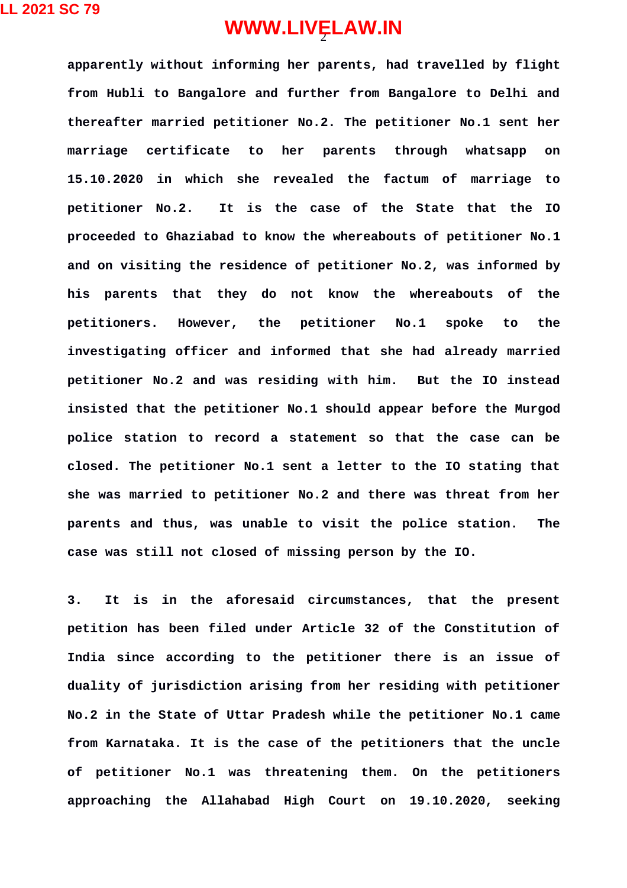apparently without informing her parents, had travelled by flight from Hubli to Bangalore and further from Bangalore to Delhi and thereafter married petitioner No.2. The petitioner No.1 sent her marriage certificate to her parents through whatsapp on 15.10.2020 in which she revealed the factum of marriage to petitioner No.2. It is the case of the State that the IO proceeded to Ghaziabad to know the whereabouts of petitioner No.1 and on visiting the residence of petitioner No.2, was informed by his parents that they do not know the whereabouts of the petitioners. However, the petitioner No.1 spoke to the investigating officer and informed that she had already married petitioner No.2 and was residing with him. But the IO instead insisted that the petitioner No.1 should appear before the Murgod police station to record a statement so that the case can be closed. The petitioner No.1 sent a letter to the IO stating that she was married to petitioner No.2 and there was threat from her parents and thus, was unable to visit the police station. The case was still not closed of missing person by the IO.

3. It is in the aforesaid circumstances, that the present petition has been filed under Article 32 of the Constitution of India since according to the petitioner there is an issue of duality of jurisdiction arising from her residing with petitioner No.2 in the State of Uttar Pradesh while the petitioner No.1 came from Karnataka. It is the case of the petitioners that the uncle of petitioner No.1 was threatening them. On the petitioners approaching the Allahabad High Court on 19.10.2020, seeking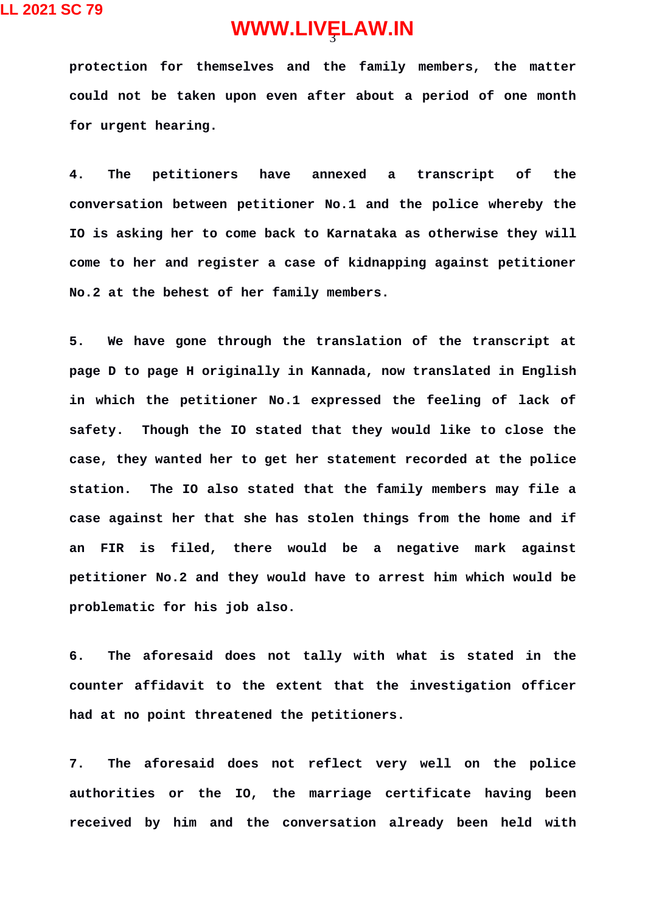protection for themselves and the family members, the matter could not be taken upon even after about a period of one month for urgent hearing.

4. The petitioners have annexed a transcript of the conversation between petitioner No.1 and the police whereby the IO is asking her to come back to Karnataka as otherwise they will come to her and register a case of kidnapping against petitioner No.2 at the behest of her family members.

5. We have gone through the translation of the transcript at page D to page H originally in Kannada, now translated in English in which the petitioner No.1 expressed the feeling of lack of safety. Though the IO stated that they would like to close the case, they wanted her to get her statement recorded at the police station. The IO also stated that the family members may file a case against her that she has stolen things from the home and if an FIR is filed, there would be a negative mark against petitioner No.2 and they would have to arrest him which would be problematic for his job also.

6. The aforesaid does not tally with what is stated in the counter affidavit to the extent that the investigation officer had at no point threatened the petitioners.

7. The aforesaid does not reflect very well on the police authorities or the IO, the marriage certificate having been received by him and the conversation already been held with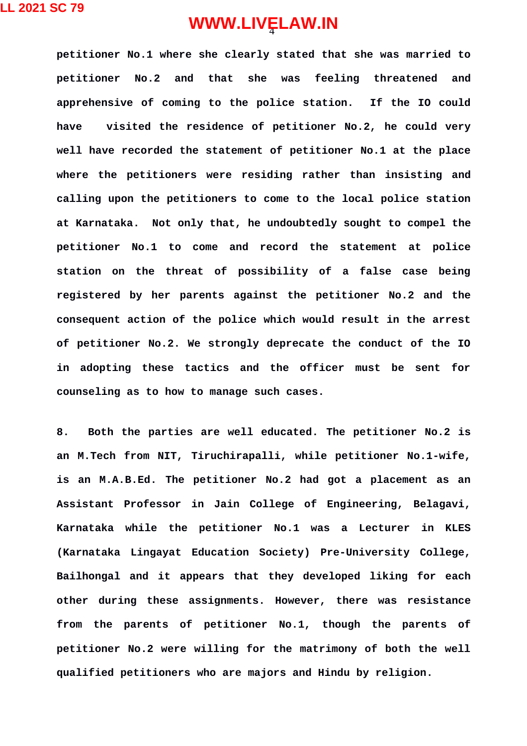petitioner No.1 where she clearly stated that she was married to petitioner No.2 and that she was feeling threatened and apprehensive of coming to the police station. If the IO could have visited the residence of petitioner No.2, he could very well have recorded the statement of petitioner No.1 at the place where the petitioners were residing rather than insisting and calling upon the petitioners to come to the local police station at Karnataka. Not only that, he undoubtedly sought to compel the petitioner No.1 to come and record the statement at police station on the threat of possibility of a false case being registered by her parents against the petitioner No.2 and the consequent action of the police which would result in the arrest of petitioner No.2. We strongly deprecate the conduct of the IO in adopting these tactics and the officer must be sent for counseling as to how to manage such cases.

8. Both the parties are well educated. The petitioner No.2 is an M.Tech from NIT, Tiruchirapalli, while petitioner No.1-wife, is an M.A.B.Ed. The petitioner No.2 had got a placement as an Assistant Professor in Jain College of Engineering, Belagavi, Karnataka while the petitioner No.1 was a Lecturer in KLES (Karnataka Lingayat Education Society) Pre-University College, Bailhongal and it appears that they developed liking for each other during these assignments. However, there was resistance from the parents of petitioner No.1, though the parents of petitioner No.2 were willing for the matrimony of both the well qualified petitioners who are majors and Hindu by religion.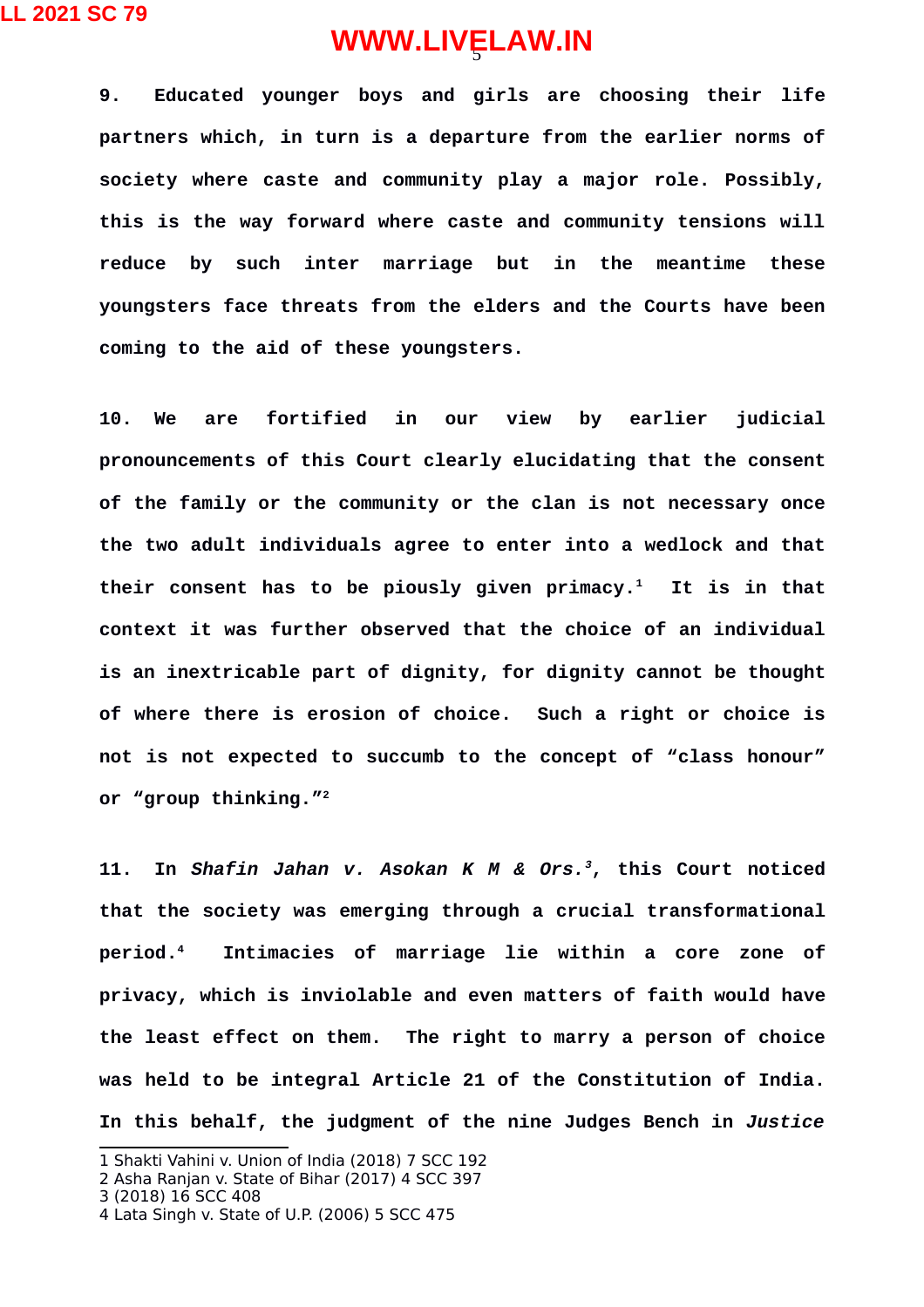**9. Educated younger boys and girls are choosing their life partners which, in turn is a departure from the earlier norms of society where caste and community play a major role. Possibly, this is the way forward where caste and community tensions will reduce by such inter marriage but in the meantime these youngsters face threats from the elders and the Courts have been coming to the aid of these youngsters.**

**10. We are fortified in our view by earlier judicial pronouncements of this Court clearly elucidating that the consent of the family or the community or the clan is not necessary once the two adult individuals agree to enter into a wedlock and that their consent has to be piously given primacy.[1] It is in that context it was further observed that the choice of an individual is an inextricable part of dignity, for dignity cannot be thought of where there is erosion of choice. Such a right or choice is not is not expected to succumb to the concept of "class honour" or "group thinking."[2]**

**11. In *Shafin Jahan v. Asokan K M & Ors.*[3], this Court noticed that the society was emerging through a crucial transformational period.[4] Intimacies of marriage lie within a core zone of privacy, which is inviolable and even matters of faith would have the least effect on them. The right to marry a person of choice was held to be integral Article 21 of the Constitution of India. In this behalf, the judgment of the nine Judges Bench in *Justice***

---

1 Shakti Vahini v. Union of India (2018) 7 SCC 192
2 Asha Ranjan v. State of Bihar (2017) 4 SCC 397
3 (2018) 16 SCC 408
4 Lata Singh v. State of U.P. (2006) 5 SCC 475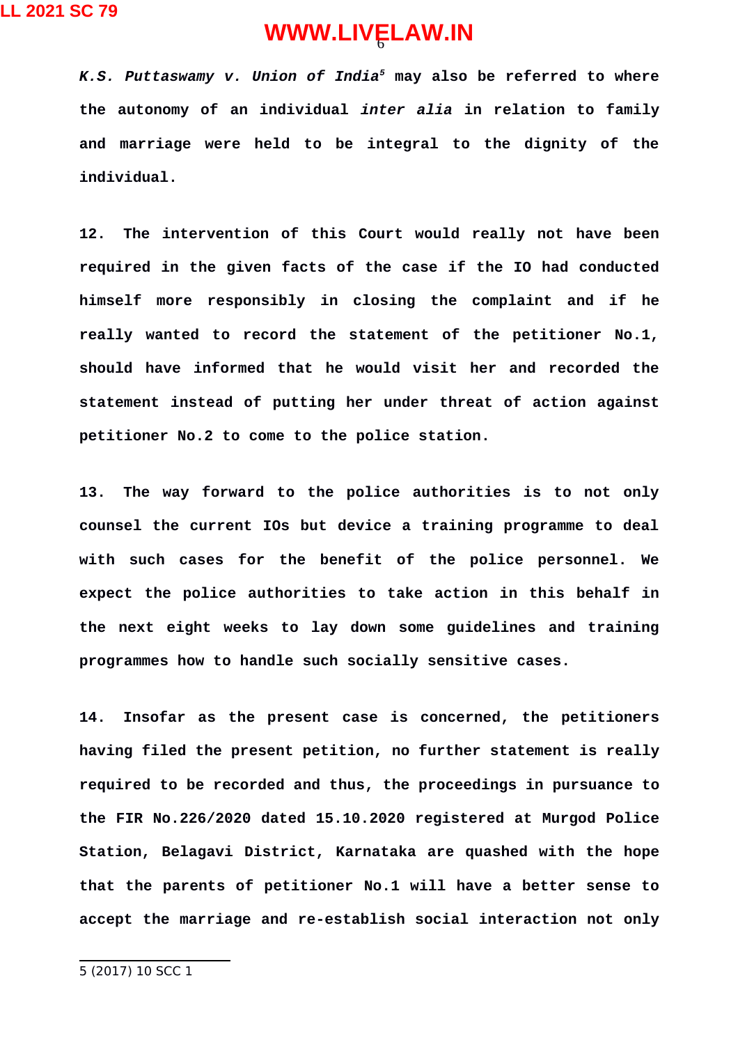***K.S. Puttaswamy v. Union of India***[5] **may also be referred to where the autonomy of an individual *inter alia* in relation to family and marriage were held to be integral to the dignity of the individual.**

**12. The intervention of this Court would really not have been required in the given facts of the case if the IO had conducted himself more responsibly in closing the complaint and if he really wanted to record the statement of the petitioner No.1, should have informed that he would visit her and recorded the statement instead of putting her under threat of action against petitioner No.2 to come to the police station.**

**13. The way forward to the police authorities is to not only counsel the current IOs but device a training programme to deal with such cases for the benefit of the police personnel. We expect the police authorities to take action in this behalf in the next eight weeks to lay down some guidelines and training programmes how to handle such socially sensitive cases.**

**14. Insofar as the present case is concerned, the petitioners having filed the present petition, no further statement is really required to be recorded and thus, the proceedings in pursuance to the FIR No.226/2020 dated 15.10.2020 registered at Murgod Police Station, Belagavi District, Karnataka are quashed with the hope that the parents of petitioner No.1 will have a better sense to accept the marriage and re-establish social interaction not only**

---

5 (2017) 10 SCC 1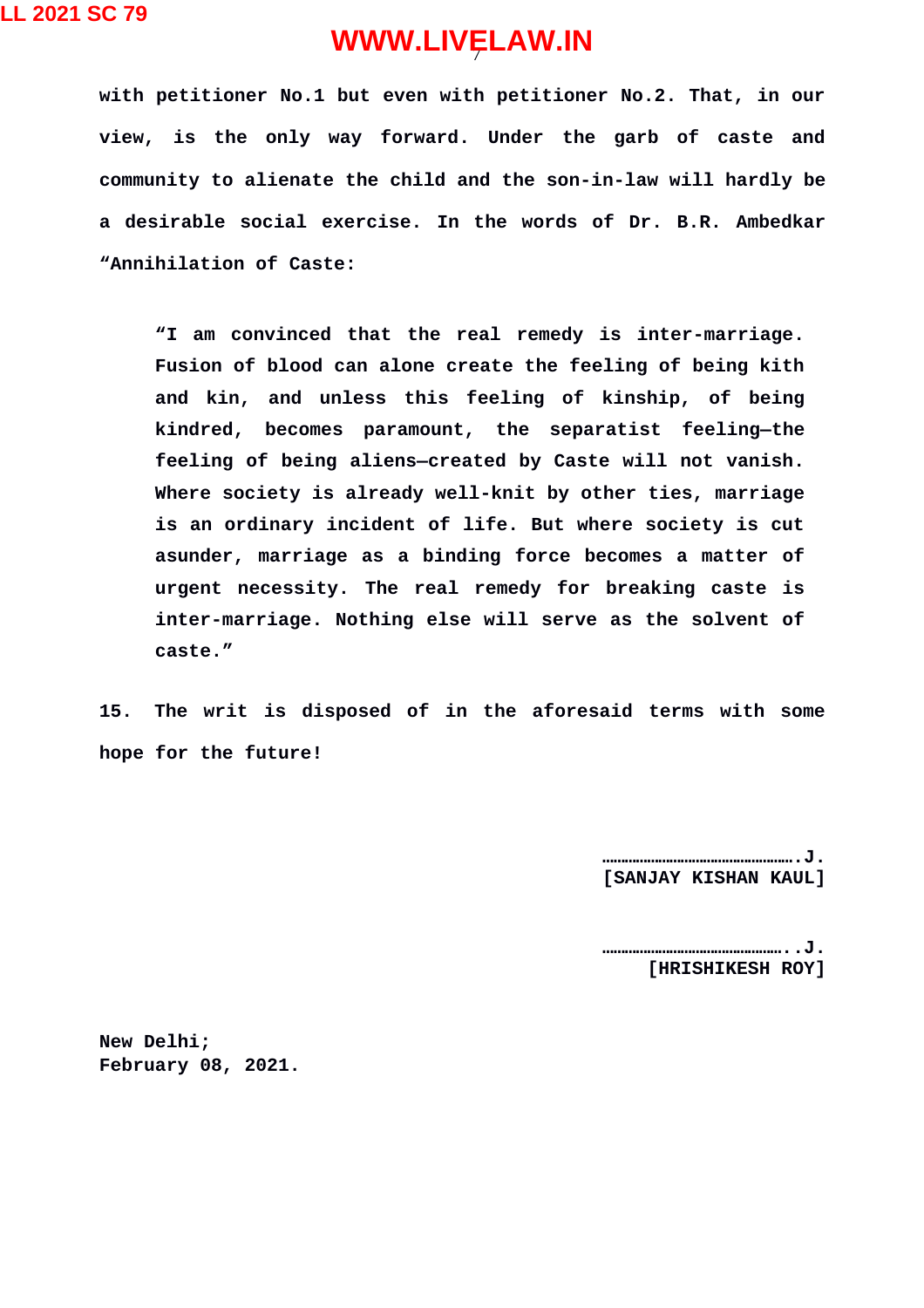with petitioner No.1 but even with petitioner No.2. That, in our view, is the only way forward. Under the garb of caste and community to alienate the child and the son-in-law will hardly be a desirable social exercise. In the words of Dr. B.R. Ambedkar "Annihilation of Caste:

> "I am convinced that the real remedy is inter-marriage. Fusion of blood can alone create the feeling of being kith and kin, and unless this feeling of kinship, of being kindred, becomes paramount, the separatist feeling—the feeling of being aliens—created by Caste will not vanish. Where society is already well-knit by other ties, marriage is an ordinary incident of life. But where society is cut asunder, marriage as a binding force becomes a matter of urgent necessity. The real remedy for breaking caste is inter-marriage. Nothing else will serve as the solvent of caste."

15. The writ is disposed of in the aforesaid terms with some hope for the future!

……………………………………….J.
[SANJAY KISHAN KAUL]

……………………………………..J.
[HRISHIKESH ROY]

New Delhi;
February 08, 2021.